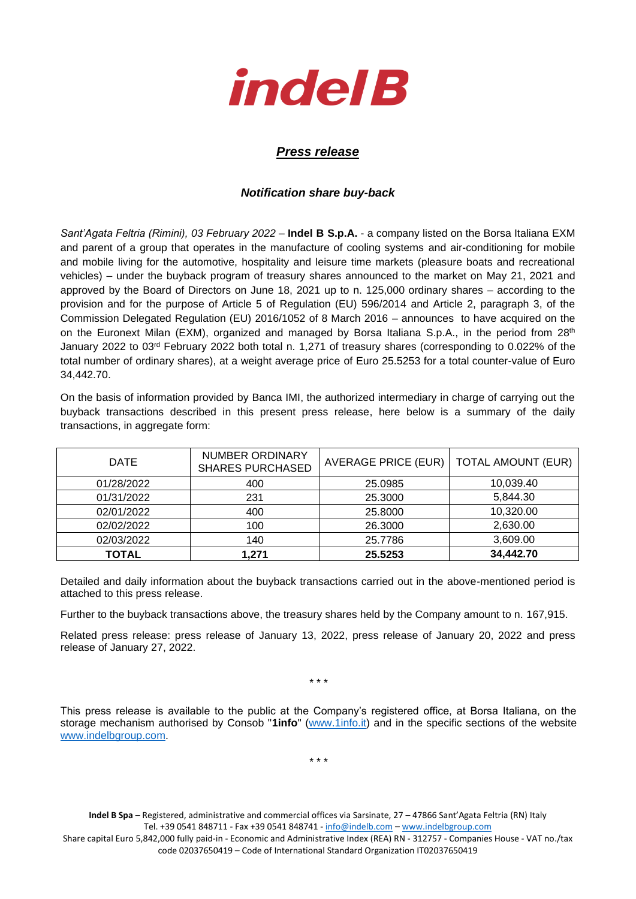**indel B**

## *Press release*

### *Notification share buy-back*

*Sant'Agata Feltria (Rimini), 03 February 2022* – **Indel B S.p.A.** - a company listed on the Borsa Italiana EXM and parent of a group that operates in the manufacture of cooling systems and air-conditioning for mobile and mobile living for the automotive, hospitality and leisure time markets (pleasure boats and recreational vehicles) – under the buyback program of treasury shares announced to the market on May 21, 2021 and approved by the Board of Directors on June 18, 2021 up to n. 125,000 ordinary shares – according to the provision and for the purpose of Article 5 of Regulation (EU) 596/2014 and Article 2, paragraph 3, of the Commission Delegated Regulation (EU) 2016/1052 of 8 March 2016 – announces to have acquired on the on the Euronext Milan (EXM), organized and managed by Borsa Italiana S.p.A., in the period from 28th January 2022 to 03rd February 2022 both total n. 1,271 of treasury shares (corresponding to 0.022% of the total number of ordinary shares), at a weight average price of Euro 25.5253 for a total counter-value of Euro 34,442.70.

On the basis of information provided by Banca IMI, the authorized intermediary in charge of carrying out the buyback transactions described in this present press release, here below is a summary of the daily transactions, in aggregate form:

| DATE | NUMBER ORDINARY SHARES PURCHASED | AVERAGE PRICE (EUR) | TOTAL AMOUNT (EUR) |
|---|---|---|---|
| 01/28/2022 | 400 | 25.0985 | 10,039.40 |
| 01/31/2022 | 231 | 25.3000 | 5,844.30 |
| 02/01/2022 | 400 | 25.8000 | 10,320.00 |
| 02/02/2022 | 100 | 26.3000 | 2,630.00 |
| 02/03/2022 | 140 | 25.7786 | 3,609.00 |
| **TOTAL** | **1,271** | **25.5253** | **34,442.70** |

Detailed and daily information about the buyback transactions carried out in the above-mentioned period is attached to this press release.

Further to the buyback transactions above, the treasury shares held by the Company amount to n. 167,915.

Related press release: press release of January 13, 2022, press release of January 20, 2022 and press release of January 27, 2022.

\* \* \*

This press release is available to the public at the Company's registered office, at Borsa Italiana, on the storage mechanism authorised by Consob "**1info**" (www.1info.it) and in the specific sections of the website www.indelbgroup.com.

\* \* \*

**Indel B Spa** – Registered, administrative and commercial offices via Sarsinate, 27 – 47866 Sant'Agata Feltria (RN) Italy
Tel. +39 0541 848711 - Fax +39 0541 848741 - info@indelb.com – www.indelbgroup.com
Share capital Euro 5,842,000 fully paid-in - Economic and Administrative Index (REA) RN - 312757 - Companies House - VAT no./tax code 02037650419 – Code of International Standard Organization IT02037650419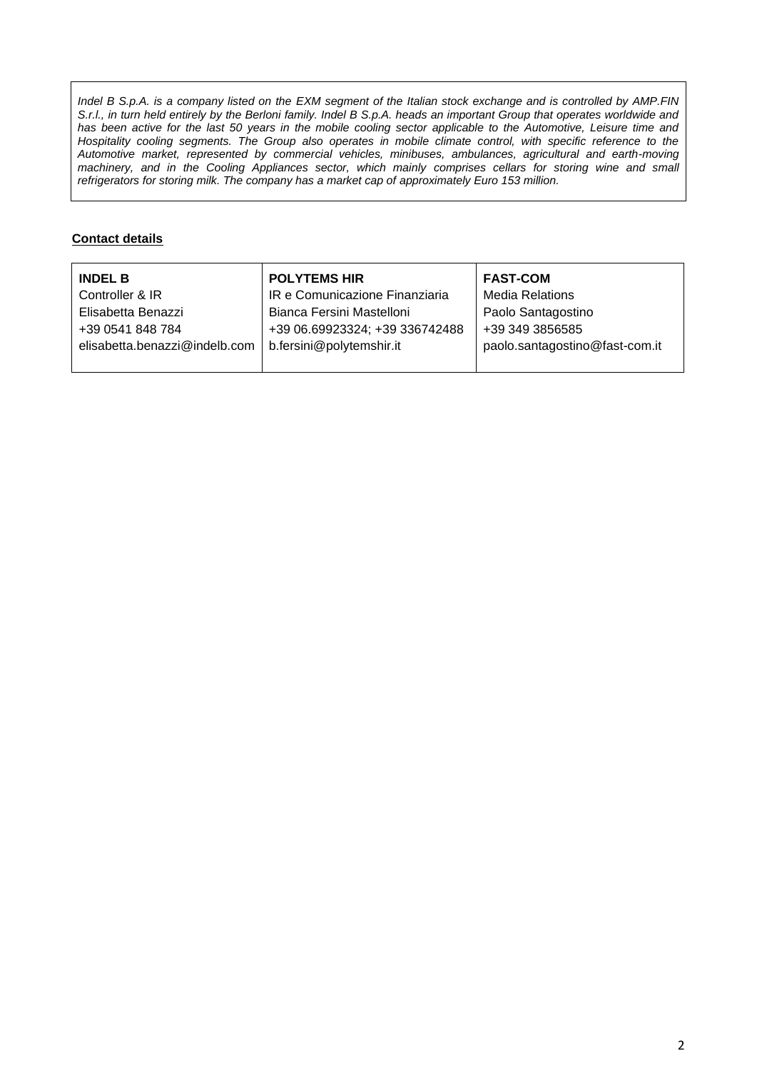*Indel B S.p.A. is a company listed on the EXM segment of the Italian stock exchange and is controlled by AMP.FIN S.r.l., in turn held entirely by the Berloni family. Indel B S.p.A. heads an important Group that operates worldwide and has been active for the last 50 years in the mobile cooling sector applicable to the Automotive, Leisure time and Hospitality cooling segments. The Group also operates in mobile climate control, with specific reference to the Automotive market, represented by commercial vehicles, minibuses, ambulances, agricultural and earth-moving machinery, and in the Cooling Appliances sector, which mainly comprises cellars for storing wine and small refrigerators for storing milk. The company has a market cap of approximately Euro 153 million.*

**Contact details**

| **INDEL B** | **POLYTEMS HIR** | **FAST-COM** |
| --- | --- | --- |
| Controller & IR | IR e Comunicazione Finanziaria | Media Relations |
| Elisabetta Benazzi | Bianca Fersini Mastelloni | Paolo Santagostino |
| +39 0541 848 784 | +39 06.69923324; +39 336742488 | +39 349 3856585 |
| elisabetta.benazzi@indelb.com | b.fersini@polytemshir.it | paolo.santagostino@fast-com.it |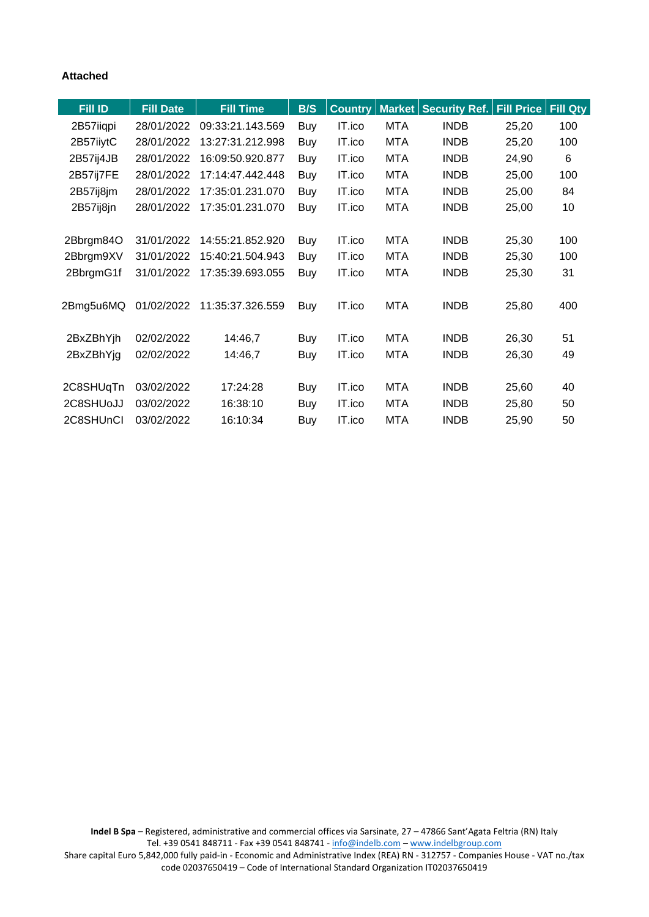**Attached**

| Fill ID | Fill Date | Fill Time | B/S | Country | Market | Security Ref. | Fill Price | Fill Qty |
|---|---|---|---|---|---|---|---|---|
| 2B57iiqpi | 28/01/2022 | 09:33:21.143.569 | Buy | IT.ico | MTA | INDB | 25,20 | 100 |
| 2B57iiytC | 28/01/2022 | 13:27:31.212.998 | Buy | IT.ico | MTA | INDB | 25,20 | 100 |
| 2B57ij4JB | 28/01/2022 | 16:09:50.920.877 | Buy | IT.ico | MTA | INDB | 24,90 | 6 |
| 2B57ij7FE | 28/01/2022 | 17:14:47.442.448 | Buy | IT.ico | MTA | INDB | 25,00 | 100 |
| 2B57ij8jm | 28/01/2022 | 17:35:01.231.070 | Buy | IT.ico | MTA | INDB | 25,00 | 84 |
| 2B57ij8jn | 28/01/2022 | 17:35:01.231.070 | Buy | IT.ico | MTA | INDB | 25,00 | 10 |
| | | | | | | | | |
| 2Bbrgm84O | 31/01/2022 | 14:55:21.852.920 | Buy | IT.ico | MTA | INDB | 25,30 | 100 |
| 2Bbrgm9XV | 31/01/2022 | 15:40:21.504.943 | Buy | IT.ico | MTA | INDB | 25,30 | 100 |
| 2BbrgmG1f | 31/01/2022 | 17:35:39.693.055 | Buy | IT.ico | MTA | INDB | 25,30 | 31 |
| | | | | | | | | |
| 2Bmg5u6MQ | 01/02/2022 | 11:35:37.326.559 | Buy | IT.ico | MTA | INDB | 25,80 | 400 |
| | | | | | | | | |
| 2BxZBhYjh | 02/02/2022 | 14:46,7 | Buy | IT.ico | MTA | INDB | 26,30 | 51 |
| 2BxZBhYjg | 02/02/2022 | 14:46,7 | Buy | IT.ico | MTA | INDB | 26,30 | 49 |
| | | | | | | | | |
| 2C8SHUqTn | 03/02/2022 | 17:24:28 | Buy | IT.ico | MTA | INDB | 25,60 | 40 |
| 2C8SHUoJJ | 03/02/2022 | 16:38:10 | Buy | IT.ico | MTA | INDB | 25,80 | 50 |
| 2C8SHUnCI | 03/02/2022 | 16:10:34 | Buy | IT.ico | MTA | INDB | 25,90 | 50 |